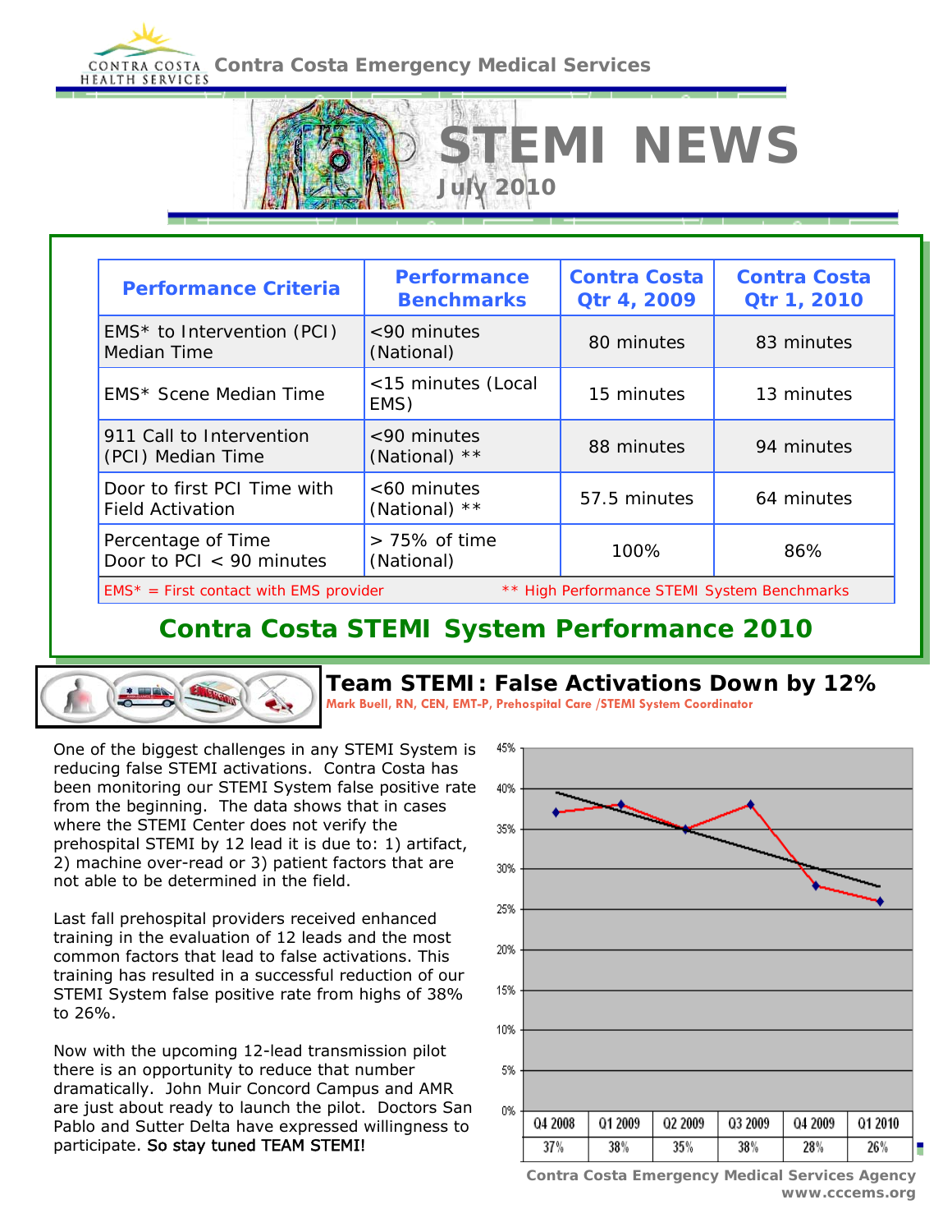Contra Costa Emergency Medical Services

# STEMI NEWS

July 2010

| Performance Criteria | Performance Benchmarks | Contra Costa Qtr 4, 2009 | Contra Costa Qtr 1, 2010 |
|---|---|---|---|
| EMS* to Intervention (PCI) Median Time | <90 minutes (National) | 80 minutes | 83 minutes |
| EMS* Scene Median Time | <15 minutes (Local EMS) | 15 minutes | 13 minutes |
| 911 Call to Intervention (PCI) Median Time | <90 minutes (National) ** | 88 minutes | 94 minutes |
| Door to first PCI Time with Field Activation | <60 minutes (National) ** | 57.5 minutes | 64 minutes |
| Percentage of Time Door to PCI < 90 minutes | > 75% of time (National) | 100% | 86% |

EMS* = First contact with EMS provider  ** High Performance STEMI System Benchmarks

## Contra Costa STEMI System Performance 2010

## Team STEMI: False Activations Down by 12%

Mark Buell, RN, CEN, EMT-P, Prehospital Care /STEMI System Coordinator

One of the biggest challenges in any STEMI System is reducing false STEMI activations. Contra Costa has been monitoring our STEMI System false positive rate from the beginning. The data shows that in cases where the STEMI Center does not verify the prehospital STEMI by 12 lead it is due to: 1) artifact, 2) machine over-read or 3) patient factors that are not able to be determined in the field.

Last fall prehospital providers received enhanced training in the evaluation of 12 leads and the most common factors that lead to false activations. This training has resulted in a successful reduction of our STEMI System false positive rate from highs of 38% to 26%.

Now with the upcoming 12-lead transmission pilot there is an opportunity to reduce that number dramatically. John Muir Concord Campus and AMR are just about ready to launch the pilot. Doctors San Pablo and Sutter Delta have expressed willingness to participate. So stay tuned TEAM STEMI!

| Q4 2008 | Q1 2009 | Q2 2009 | Q3 2009 | Q4 2009 | Q1 2010 |
|---|---|---|---|---|---|
| 37% | 38% | 35% | 38% | 28% | 26% |

Contra Costa Emergency Medical Services Agency
www.cccems.org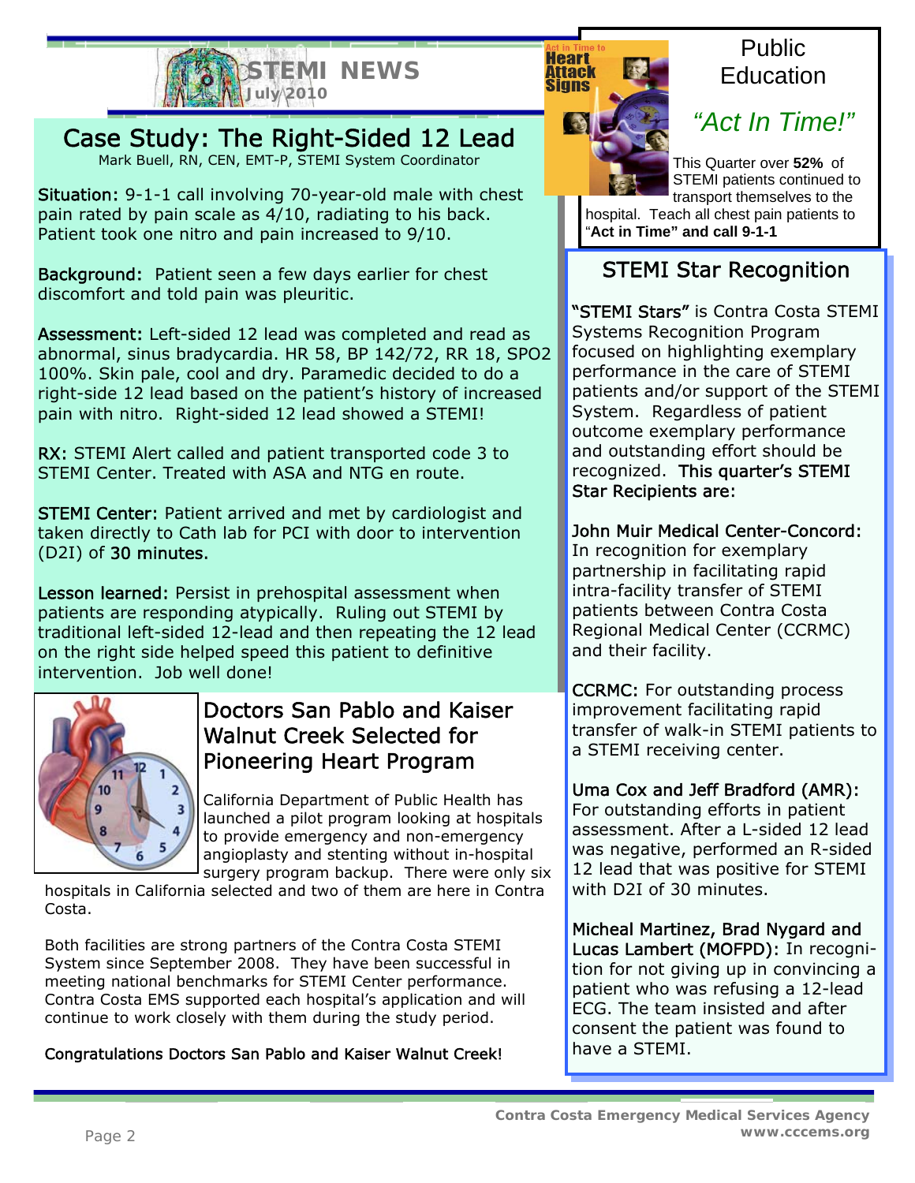# STEMI NEWS

July 2010

## Case Study: The Right-Sided 12 Lead

Mark Buell, RN, CEN, EMT-P, STEMI System Coordinator

**Situation:** 9-1-1 call involving 70-year-old male with chest pain rated by pain scale as 4/10, radiating to his back. Patient took one nitro and pain increased to 9/10.

**Background:** Patient seen a few days earlier for chest discomfort and told pain was pleuritic.

**Assessment:** Left-sided 12 lead was completed and read as abnormal, sinus bradycardia. HR 58, BP 142/72, RR 18, SPO2 100%. Skin pale, cool and dry. Paramedic decided to do a right-side 12 lead based on the patient's history of increased pain with nitro. Right-sided 12 lead showed a STEMI!

**RX:** STEMI Alert called and patient transported code 3 to STEMI Center. Treated with ASA and NTG en route.

**STEMI Center:** Patient arrived and met by cardiologist and taken directly to Cath lab for PCI with door to intervention (D2I) of **30 minutes.**

**Lesson learned:** Persist in prehospital assessment when patients are responding atypically. Ruling out STEMI by traditional left-sided 12-lead and then repeating the 12 lead on the right side helped speed this patient to definitive intervention. Job well done!

## Doctors San Pablo and Kaiser Walnut Creek Selected for Pioneering Heart Program

California Department of Public Health has launched a pilot program looking at hospitals to provide emergency and non-emergency angioplasty and stenting without in-hospital surgery program backup. There were only six hospitals in California selected and two of them are here in Contra Costa.

Both facilities are strong partners of the Contra Costa STEMI System since September 2008. They have been successful in meeting national benchmarks for STEMI Center performance. Contra Costa EMS supported each hospital's application and will continue to work closely with them during the study period.

Congratulations Doctors San Pablo and Kaiser Walnut Creek!

## Public Education

### *"Act In Time!"*

This Quarter over **52%** of STEMI patients continued to transport themselves to the hospital. Teach all chest pain patients to "**Act in Time" and call 9-1-1**

## STEMI Star Recognition

**"STEMI Stars"** is Contra Costa STEMI Systems Recognition Program focused on highlighting exemplary performance in the care of STEMI patients and/or support of the STEMI System. Regardless of patient outcome exemplary performance and outstanding effort should be recognized. **This quarter's STEMI Star Recipients are:**

**John Muir Medical Center-Concord:** In recognition for exemplary partnership in facilitating rapid intra-facility transfer of STEMI patients between Contra Costa Regional Medical Center (CCRMC) and their facility.

**CCRMC:** For outstanding process improvement facilitating rapid transfer of walk-in STEMI patients to a STEMI receiving center.

**Uma Cox and Jeff Bradford (AMR):** For outstanding efforts in patient assessment. After a L-sided 12 lead was negative, performed an R-sided 12 lead that was positive for STEMI with D2I of 30 minutes.

**Micheal Martinez, Brad Nygard and Lucas Lambert (MOFPD):** In recognition for not giving up in convincing a patient who was refusing a 12-lead ECG. The team insisted and after consent the patient was found to have a STEMI.

Contra Costa Emergency Medical Services Agency
www.cccems.org